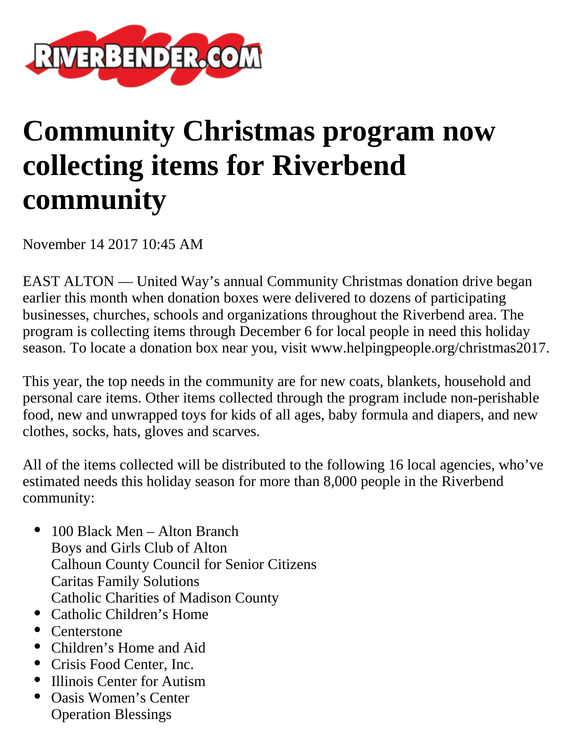RIVERBENDER.COM

# Community Christmas program now collecting items for Riverbend community

November 14 2017 10:45 AM

EAST ALTON — United Way's annual Community Christmas donation drive began earlier this month when donation boxes were delivered to dozens of participating businesses, churches, schools and organizations throughout the Riverbend area. The program is collecting items through December 6 for local people in need this holiday season. To locate a donation box near you, visit www.helpingpeople.org/christmas2017.

This year, the top needs in the community are for new coats, blankets, household and personal care items. Other items collected through the program include non-perishable food, new and unwrapped toys for kids of all ages, baby formula and diapers, and new clothes, socks, hats, gloves and scarves.

All of the items collected will be distributed to the following 16 local agencies, who've estimated needs this holiday season for more than 8,000 people in the Riverbend community:

- 100 Black Men – Alton Branch
  Boys and Girls Club of Alton
  Calhoun County Council for Senior Citizens
  Caritas Family Solutions
  Catholic Charities of Madison County
- Catholic Children's Home
- Centerstone
- Children's Home and Aid
- Crisis Food Center, Inc.
- Illinois Center for Autism
- Oasis Women's Center
  Operation Blessings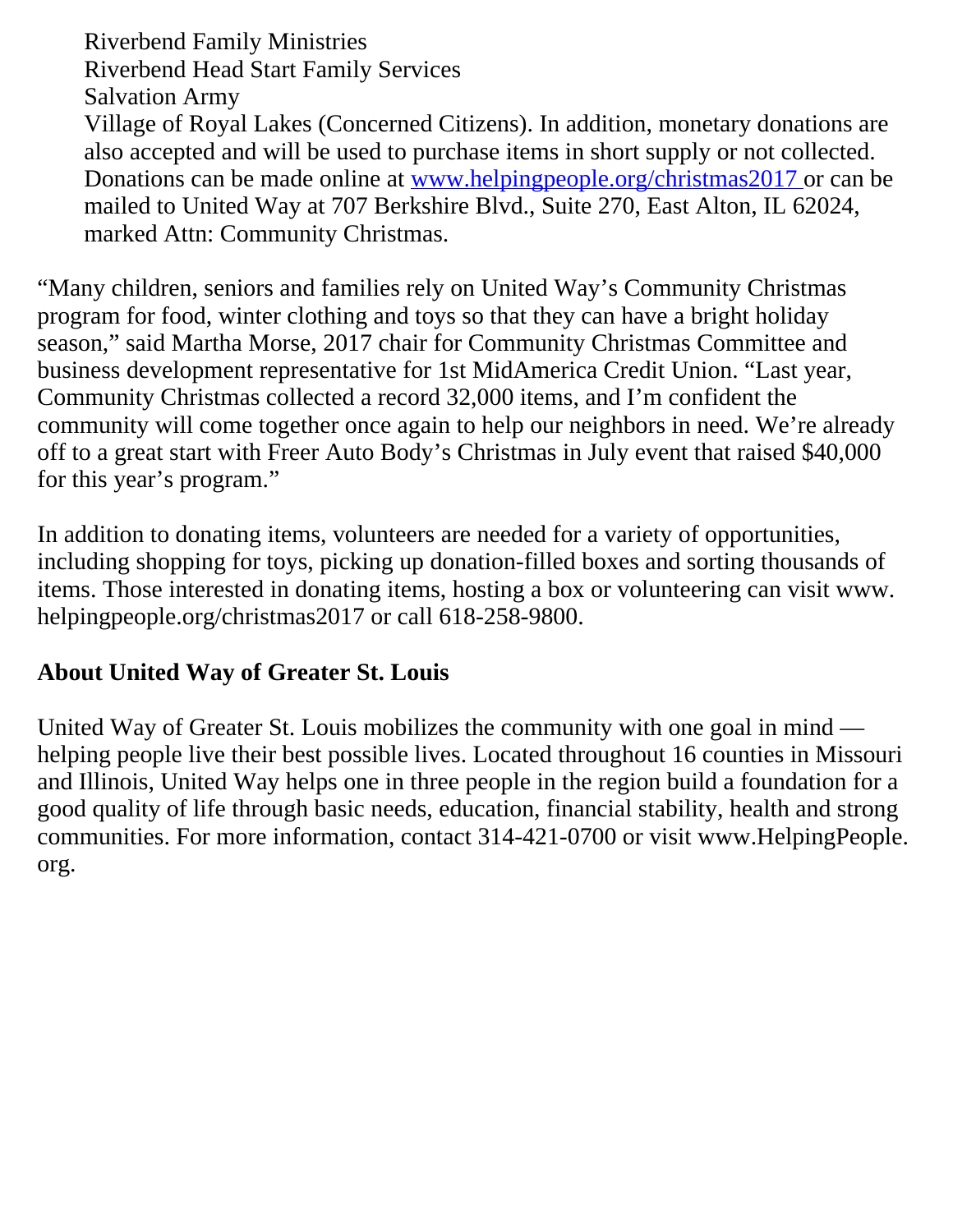- Riverbend Family Ministries
- Riverbend Head Start Family Services
- Salvation Army
- Village of Royal Lakes (Concerned Citizens). In addition, monetary donations are also accepted and will be used to purchase items in short supply or not collected. Donations can be made online at [www.helpingpeople.org/christmas2017](http://www.helpingpeople.org/christmas2017) or can be mailed to United Way at 707 Berkshire Blvd., Suite 270, East Alton, IL 62024, marked Attn: Community Christmas.

"Many children, seniors and families rely on United Way's Community Christmas program for food, winter clothing and toys so that they can have a bright holiday season," said Martha Morse, 2017 chair for Community Christmas Committee and business development representative for 1st MidAmerica Credit Union. "Last year, Community Christmas collected a record 32,000 items, and I'm confident the community will come together once again to help our neighbors in need. We're already off to a great start with Freer Auto Body's Christmas in July event that raised $40,000 for this year's program."

In addition to donating items, volunteers are needed for a variety of opportunities, including shopping for toys, picking up donation-filled boxes and sorting thousands of items. Those interested in donating items, hosting a box or volunteering can visit www.helpingpeople.org/christmas2017 or call 618-258-9800.

**About United Way of Greater St. Louis**

United Way of Greater St. Louis mobilizes the community with one goal in mind — helping people live their best possible lives. Located throughout 16 counties in Missouri and Illinois, United Way helps one in three people in the region build a foundation for a good quality of life through basic needs, education, financial stability, health and strong communities. For more information, contact 314-421-0700 or visit www.HelpingPeople.org.